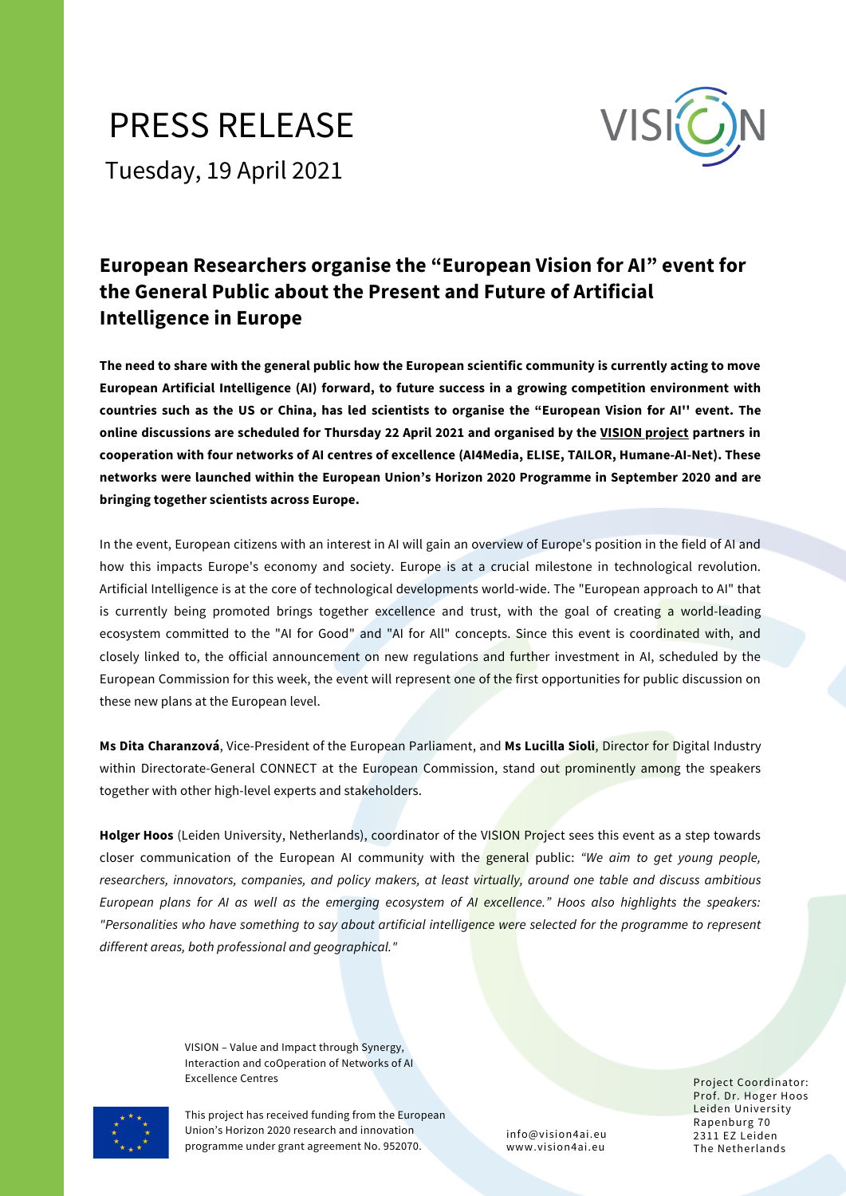# PRESS RELEASE

Tuesday, 19 April 2021

## European Researchers organise the "European Vision for AI" event for the General Public about the Present and Future of Artificial Intelligence in Europe

**The need to share with the general public how the European scientific community is currently acting to move European Artificial Intelligence (AI) forward, to future success in a growing competition environment with countries such as the US or China, has led scientists to organise the "European Vision for AI'' event. The online discussions are scheduled for Thursday 22 April 2021 and organised by the VISION project partners in cooperation with four networks of AI centres of excellence (AI4Media, ELISE, TAILOR, Humane-AI-Net). These networks were launched within the European Union's Horizon 2020 Programme in September 2020 and are bringing together scientists across Europe.**

In the event, European citizens with an interest in AI will gain an overview of Europe's position in the field of AI and how this impacts Europe's economy and society. Europe is at a crucial milestone in technological revolution. Artificial Intelligence is at the core of technological developments world-wide. The "European approach to AI" that is currently being promoted brings together excellence and trust, with the goal of creating a world-leading ecosystem committed to the "AI for Good" and "AI for All" concepts. Since this event is coordinated with, and closely linked to, the official announcement on new regulations and further investment in AI, scheduled by the European Commission for this week, the event will represent one of the first opportunities for public discussion on these new plans at the European level.

**Ms Dita Charanzová**, Vice-President of the European Parliament, and **Ms Lucilla Sioli**, Director for Digital Industry within Directorate-General CONNECT at the European Commission, stand out prominently among the speakers together with other high-level experts and stakeholders.

**Holger Hoos** (Leiden University, Netherlands), coordinator of the VISION Project sees this event as a step towards closer communication of the European AI community with the general public: *"We aim to get young people, researchers, innovators, companies, and policy makers, at least virtually, around one table and discuss ambitious European plans for AI as well as the emerging ecosystem of AI excellence." Hoos also highlights the speakers: "Personalities who have something to say about artificial intelligence were selected for the programme to represent different areas, both professional and geographical."*

VISION – Value and Impact through Synergy, Interaction and coOperation of Networks of AI Excellence Centres

This project has received funding from the European Union's Horizon 2020 research and innovation programme under grant agreement No. 952070.

info@vision4ai.eu
www.vision4ai.eu

Project Coordinator:
Prof. Dr. Hoger Hoos
Leiden University
Rapenburg 70
2311 EZ Leiden
The Netherlands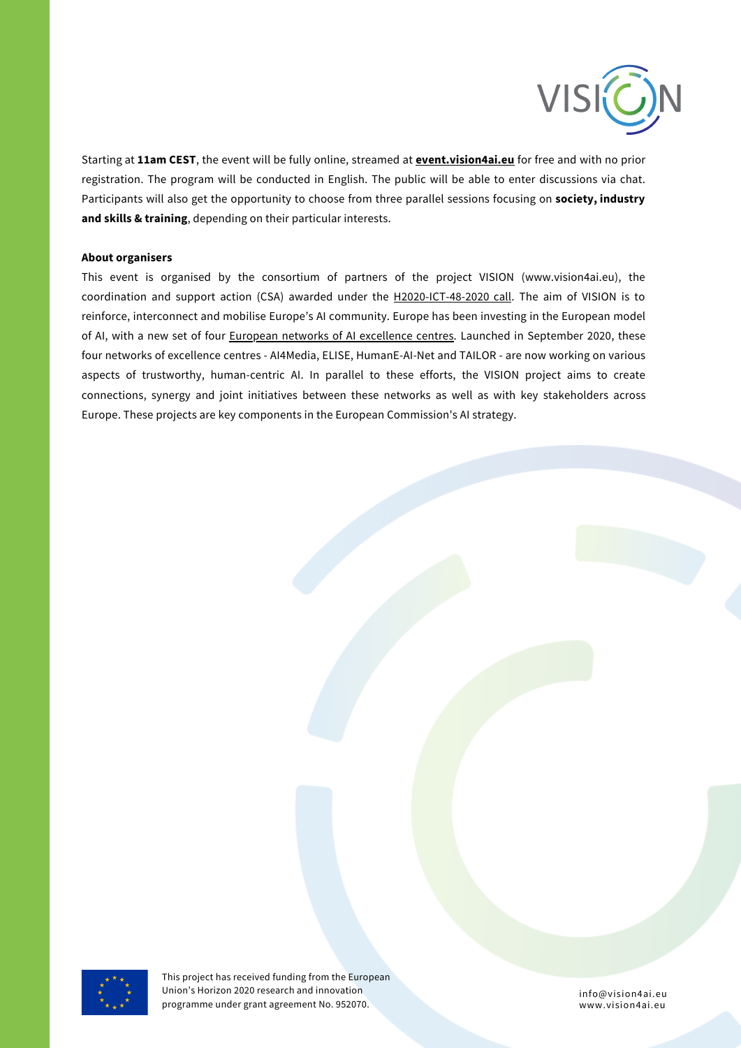Starting at **11am CEST**, the event will be fully online, streamed at **event.vision4ai.eu** for free and with no prior registration. The program will be conducted in English. The public will be able to enter discussions via chat. Participants will also get the opportunity to choose from three parallel sessions focusing on **society, industry and skills & training**, depending on their particular interests.

**About organisers**

This event is organised by the consortium of partners of the project VISION (www.vision4ai.eu), the coordination and support action (CSA) awarded under the H2020-ICT-48-2020 call. The aim of VISION is to reinforce, interconnect and mobilise Europe's AI community. Europe has been investing in the European model of AI, with a new set of four European networks of AI excellence centres. Launched in September 2020, these four networks of excellence centres - AI4Media, ELISE, HumanE-AI-Net and TAILOR - are now working on various aspects of trustworthy, human-centric AI. In parallel to these efforts, the VISION project aims to create connections, synergy and joint initiatives between these networks as well as with key stakeholders across Europe. These projects are key components in the European Commission's AI strategy.

This project has received funding from the European Union's Horizon 2020 research and innovation programme under grant agreement No. 952070.

info@vision4ai.eu
www.vision4ai.eu